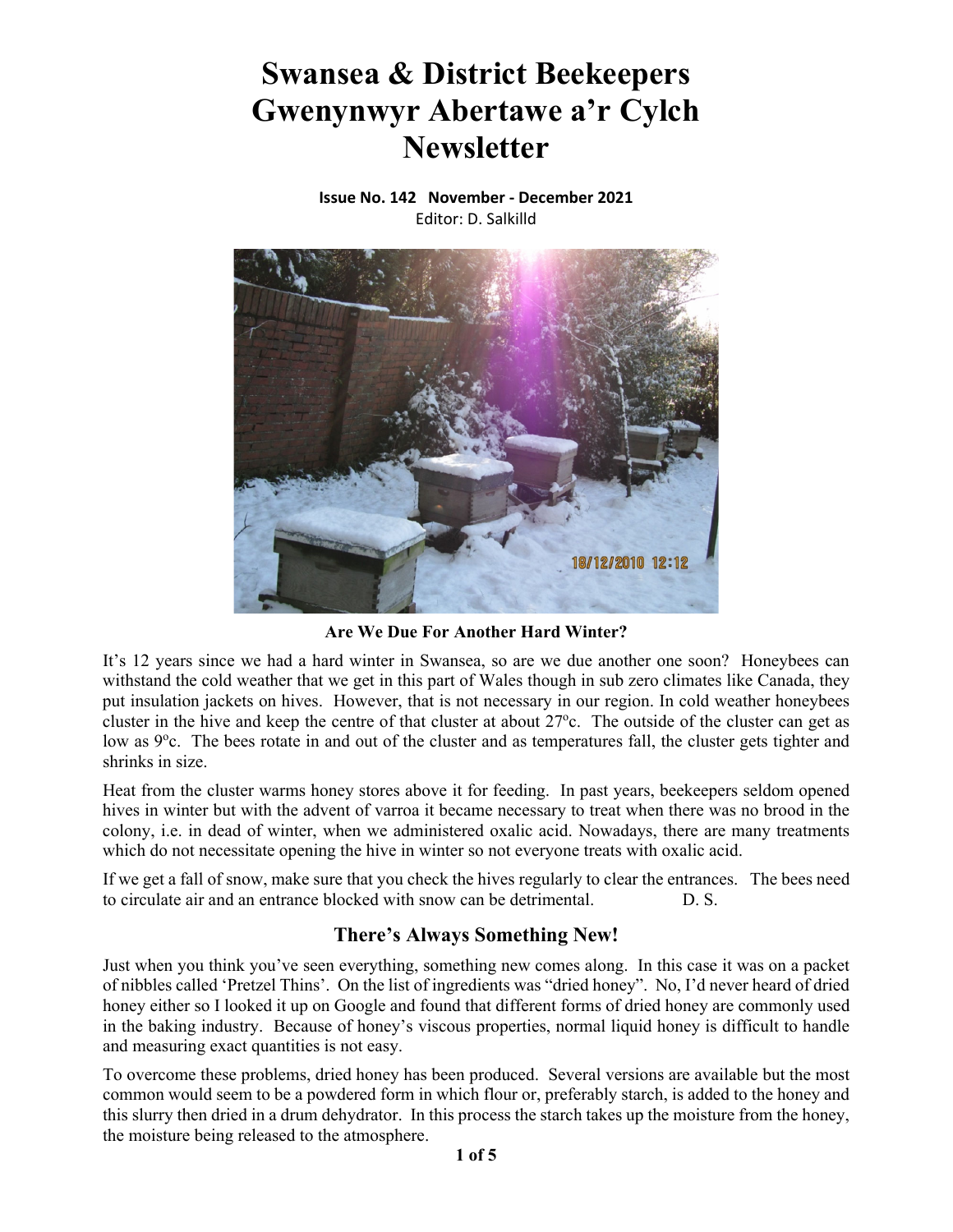# Swansea & District Beekeepers
# Gwenynwyr Abertawe a'r Cylch
# Newsletter

**Issue No. 142 November - December 2021**
Editor: D. Salkilld

**Are We Due For Another Hard Winter?**

It's 12 years since we had a hard winter in Swansea, so are we due another one soon? Honeybees can withstand the cold weather that we get in this part of Wales though in sub zero climates like Canada, they put insulation jackets on hives. However, that is not necessary in our region. In cold weather honeybees cluster in the hive and keep the centre of that cluster at about 27ºc. The outside of the cluster can get as low as 9ºc. The bees rotate in and out of the cluster and as temperatures fall, the cluster gets tighter and shrinks in size.

Heat from the cluster warms honey stores above it for feeding. In past years, beekeepers seldom opened hives in winter but with the advent of varroa it became necessary to treat when there was no brood in the colony, i.e. in dead of winter, when we administered oxalic acid. Nowadays, there are many treatments which do not necessitate opening the hive in winter so not everyone treats with oxalic acid.

If we get a fall of snow, make sure that you check the hives regularly to clear the entrances. The bees need to circulate air and an entrance blocked with snow can be detrimental. D. S.

## There's Always Something New!

Just when you think you've seen everything, something new comes along. In this case it was on a packet of nibbles called 'Pretzel Thins'. On the list of ingredients was "dried honey". No, I'd never heard of dried honey either so I looked it up on Google and found that different forms of dried honey are commonly used in the baking industry. Because of honey's viscous properties, normal liquid honey is difficult to handle and measuring exact quantities is not easy.

To overcome these problems, dried honey has been produced. Several versions are available but the most common would seem to be a powdered form in which flour or, preferably starch, is added to the honey and this slurry then dried in a drum dehydrator. In this process the starch takes up the moisture from the honey, the moisture being released to the atmosphere.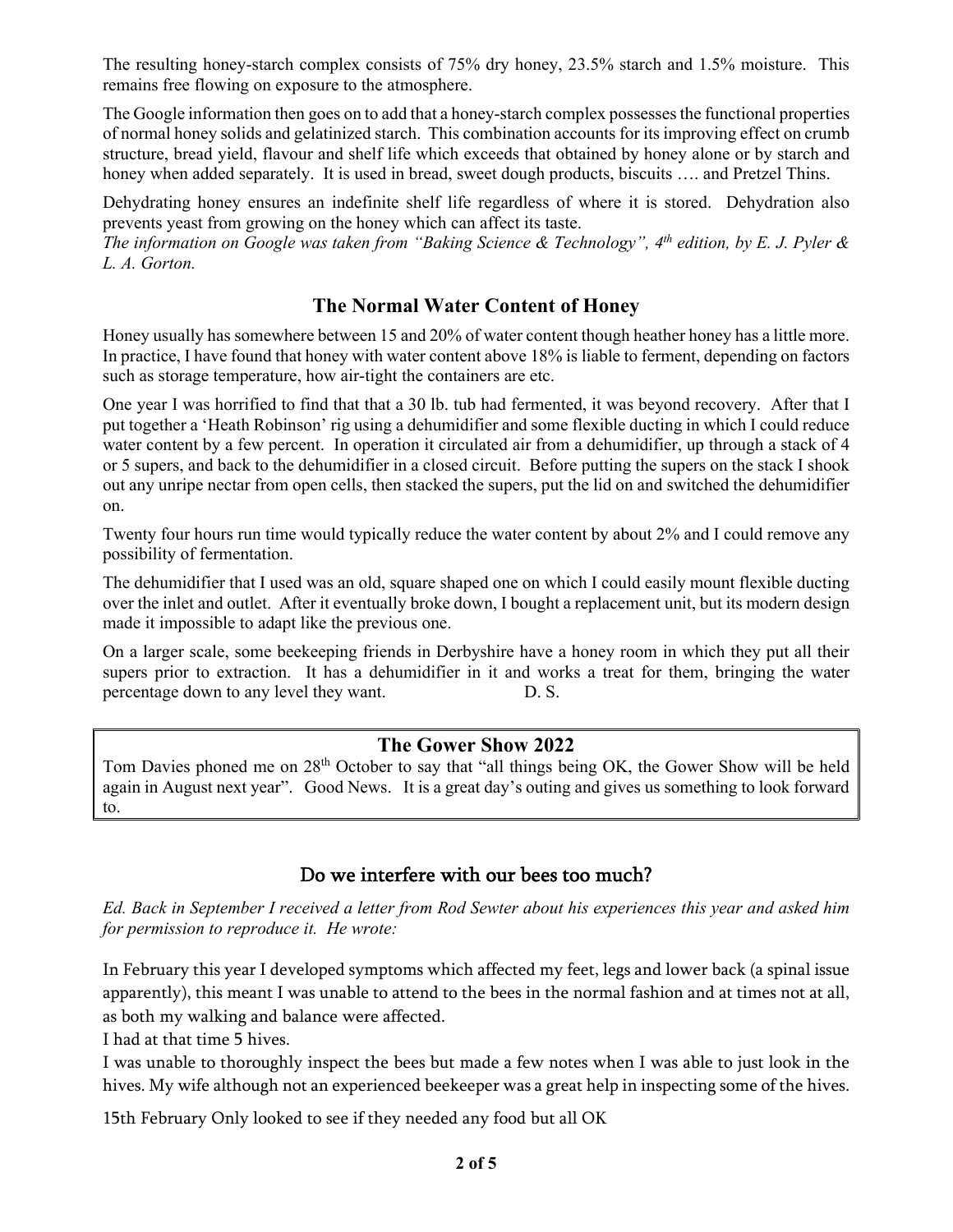The resulting honey-starch complex consists of 75% dry honey, 23.5% starch and 1.5% moisture. This remains free flowing on exposure to the atmosphere.

The Google information then goes on to add that a honey-starch complex possesses the functional properties of normal honey solids and gelatinized starch. This combination accounts for its improving effect on crumb structure, bread yield, flavour and shelf life which exceeds that obtained by honey alone or by starch and honey when added separately. It is used in bread, sweet dough products, biscuits …. and Pretzel Thins.

Dehydrating honey ensures an indefinite shelf life regardless of where it is stored. Dehydration also prevents yeast from growing on the honey which can affect its taste.
*The information on Google was taken from "Baking Science & Technology", 4th edition, by E. J. Pyler & L. A. Gorton.*

## The Normal Water Content of Honey

Honey usually has somewhere between 15 and 20% of water content though heather honey has a little more. In practice, I have found that honey with water content above 18% is liable to ferment, depending on factors such as storage temperature, how air-tight the containers are etc.

One year I was horrified to find that that a 30 lb. tub had fermented, it was beyond recovery. After that I put together a 'Heath Robinson' rig using a dehumidifier and some flexible ducting in which I could reduce water content by a few percent. In operation it circulated air from a dehumidifier, up through a stack of 4 or 5 supers, and back to the dehumidifier in a closed circuit. Before putting the supers on the stack I shook out any unripe nectar from open cells, then stacked the supers, put the lid on and switched the dehumidifier on.

Twenty four hours run time would typically reduce the water content by about 2% and I could remove any possibility of fermentation.

The dehumidifier that I used was an old, square shaped one on which I could easily mount flexible ducting over the inlet and outlet. After it eventually broke down, I bought a replacement unit, but its modern design made it impossible to adapt like the previous one.

On a larger scale, some beekeeping friends in Derbyshire have a honey room in which they put all their supers prior to extraction. It has a dehumidifier in it and works a treat for them, bringing the water percentage down to any level they want. D. S.

## The Gower Show 2022

Tom Davies phoned me on 28th October to say that "all things being OK, the Gower Show will be held again in August next year". Good News. It is a great day's outing and gives us something to look forward to.

## Do we interfere with our bees too much?

*Ed. Back in September I received a letter from Rod Sewter about his experiences this year and asked him for permission to reproduce it. He wrote:*

In February this year I developed symptoms which affected my feet, legs and lower back (a spinal issue apparently), this meant I was unable to attend to the bees in the normal fashion and at times not at all, as both my walking and balance were affected.
I had at that time 5 hives.
I was unable to thoroughly inspect the bees but made a few notes when I was able to just look in the hives. My wife although not an experienced beekeeper was a great help in inspecting some of the hives.

15th February Only looked to see if they needed any food but all OK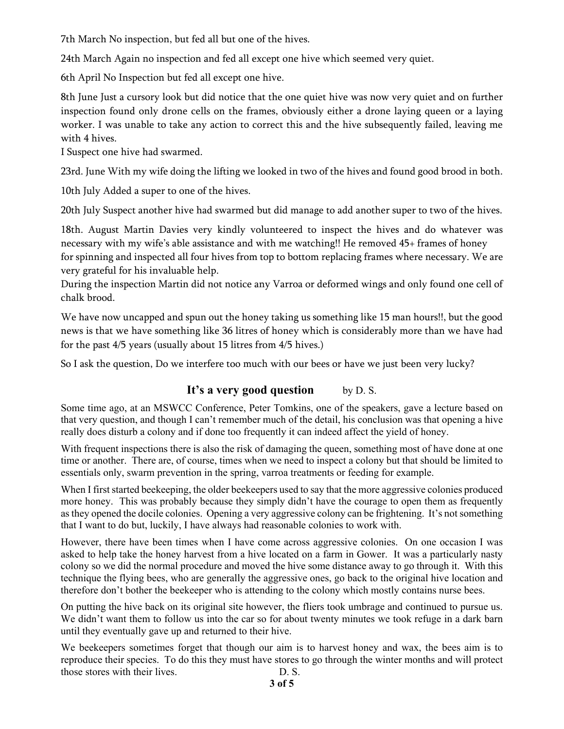7th March No inspection, but fed all but one of the hives.

24th March Again no inspection and fed all except one hive which seemed very quiet.

6th April No Inspection but fed all except one hive.

8th June Just a cursory look but did notice that the one quiet hive was now very quiet and on further inspection found only drone cells on the frames, obviously either a drone laying queen or a laying worker. I was unable to take any action to correct this and the hive subsequently failed, leaving me with 4 hives.
I Suspect one hive had swarmed.

23rd. June With my wife doing the lifting we looked in two of the hives and found good brood in both.

10th July Added a super to one of the hives.

20th July Suspect another hive had swarmed but did manage to add another super to two of the hives.

18th. August Martin Davies very kindly volunteered to inspect the hives and do whatever was necessary with my wife's able assistance and with me watching!! He removed 45+ frames of honey for spinning and inspected all four hives from top to bottom replacing frames where necessary. We are very grateful for his invaluable help.
During the inspection Martin did not notice any Varroa or deformed wings and only found one cell of chalk brood.

We have now uncapped and spun out the honey taking us something like 15 man hours!!, but the good news is that we have something like 36 litres of honey which is considerably more than we have had for the past 4/5 years (usually about 15 litres from 4/5 hives.)

So I ask the question, Do we interfere too much with our bees or have we just been very lucky?

## It's a very good question by D. S.

Some time ago, at an MSWCC Conference, Peter Tomkins, one of the speakers, gave a lecture based on that very question, and though I can't remember much of the detail, his conclusion was that opening a hive really does disturb a colony and if done too frequently it can indeed affect the yield of honey.

With frequent inspections there is also the risk of damaging the queen, something most of have done at one time or another. There are, of course, times when we need to inspect a colony but that should be limited to essentials only, swarm prevention in the spring, varroa treatments or feeding for example.

When I first started beekeeping, the older beekeepers used to say that the more aggressive colonies produced more honey. This was probably because they simply didn't have the courage to open them as frequently as they opened the docile colonies. Opening a very aggressive colony can be frightening. It's not something that I want to do but, luckily, I have always had reasonable colonies to work with.

However, there have been times when I have come across aggressive colonies. On one occasion I was asked to help take the honey harvest from a hive located on a farm in Gower. It was a particularly nasty colony so we did the normal procedure and moved the hive some distance away to go through it. With this technique the flying bees, who are generally the aggressive ones, go back to the original hive location and therefore don't bother the beekeeper who is attending to the colony which mostly contains nurse bees.

On putting the hive back on its original site however, the fliers took umbrage and continued to pursue us. We didn't want them to follow us into the car so for about twenty minutes we took refuge in a dark barn until they eventually gave up and returned to their hive.

We beekeepers sometimes forget that though our aim is to harvest honey and wax, the bees aim is to reproduce their species. To do this they must have stores to go through the winter months and will protect those stores with their lives. D. S.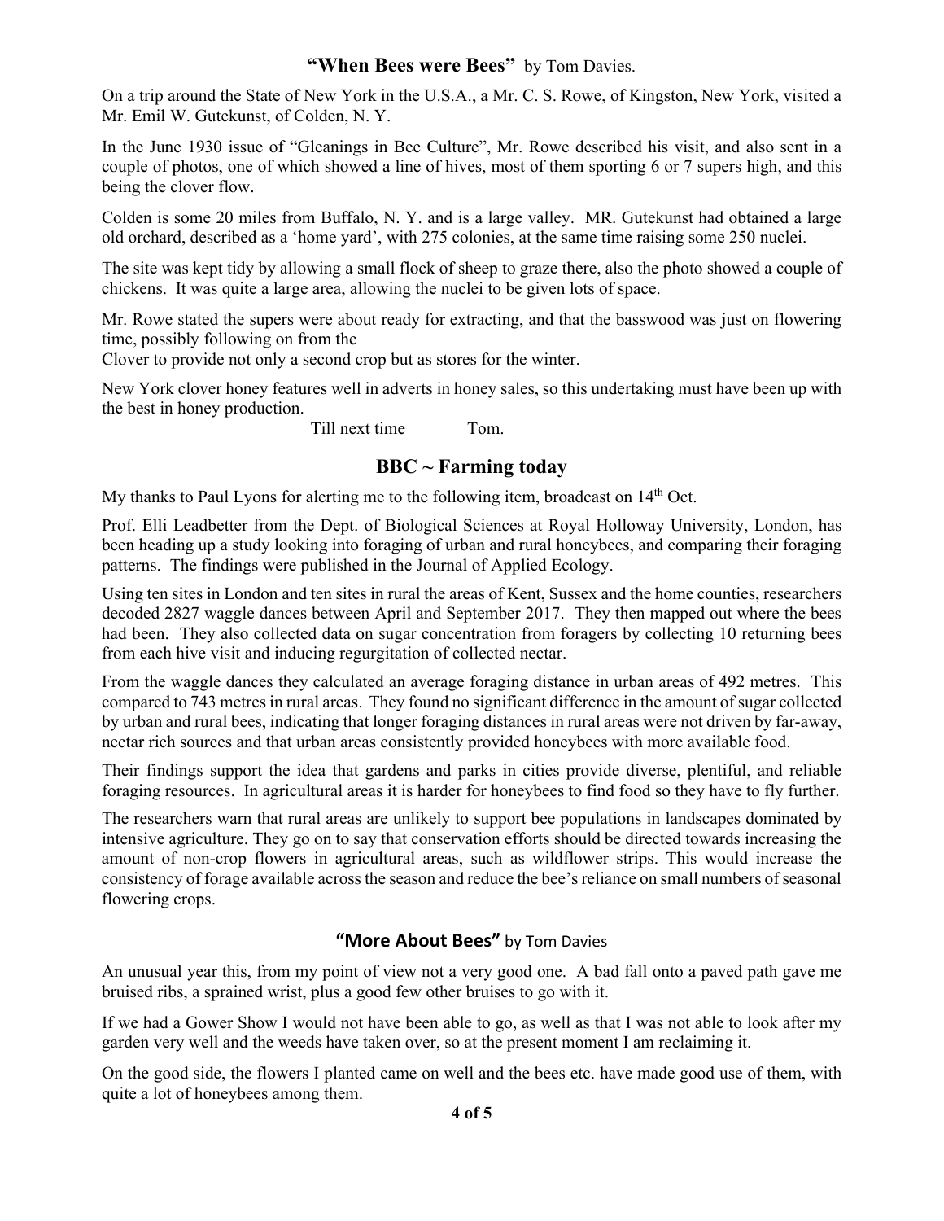## **"When Bees were Bees"** by Tom Davies.

On a trip around the State of New York in the U.S.A., a Mr. C. S. Rowe, of Kingston, New York, visited a Mr. Emil W. Gutekunst, of Colden, N. Y.

In the June 1930 issue of "Gleanings in Bee Culture", Mr. Rowe described his visit, and also sent in a couple of photos, one of which showed a line of hives, most of them sporting 6 or 7 supers high, and this being the clover flow.

Colden is some 20 miles from Buffalo, N. Y. and is a large valley. MR. Gutekunst had obtained a large old orchard, described as a 'home yard', with 275 colonies, at the same time raising some 250 nuclei.

The site was kept tidy by allowing a small flock of sheep to graze there, also the photo showed a couple of chickens. It was quite a large area, allowing the nuclei to be given lots of space.

Mr. Rowe stated the supers were about ready for extracting, and that the basswood was just on flowering time, possibly following on from the
Clover to provide not only a second crop but as stores for the winter.

New York clover honey features well in adverts in honey sales, so this undertaking must have been up with the best in honey production.

Till next time Tom.

## **BBC ~ Farming today**

My thanks to Paul Lyons for alerting me to the following item, broadcast on 14th Oct.

Prof. Elli Leadbetter from the Dept. of Biological Sciences at Royal Holloway University, London, has been heading up a study looking into foraging of urban and rural honeybees, and comparing their foraging patterns. The findings were published in the Journal of Applied Ecology.

Using ten sites in London and ten sites in rural the areas of Kent, Sussex and the home counties, researchers decoded 2827 waggle dances between April and September 2017. They then mapped out where the bees had been. They also collected data on sugar concentration from foragers by collecting 10 returning bees from each hive visit and inducing regurgitation of collected nectar.

From the waggle dances they calculated an average foraging distance in urban areas of 492 metres. This compared to 743 metres in rural areas. They found no significant difference in the amount of sugar collected by urban and rural bees, indicating that longer foraging distances in rural areas were not driven by far-away, nectar rich sources and that urban areas consistently provided honeybees with more available food.

Their findings support the idea that gardens and parks in cities provide diverse, plentiful, and reliable foraging resources. In agricultural areas it is harder for honeybees to find food so they have to fly further.

The researchers warn that rural areas are unlikely to support bee populations in landscapes dominated by intensive agriculture. They go on to say that conservation efforts should be directed towards increasing the amount of non-crop flowers in agricultural areas, such as wildflower strips. This would increase the consistency of forage available across the season and reduce the bee's reliance on small numbers of seasonal flowering crops.

## **"More About Bees"** by Tom Davies

An unusual year this, from my point of view not a very good one. A bad fall onto a paved path gave me bruised ribs, a sprained wrist, plus a good few other bruises to go with it.

If we had a Gower Show I would not have been able to go, as well as that I was not able to look after my garden very well and the weeds have taken over, so at the present moment I am reclaiming it.

On the good side, the flowers I planted came on well and the bees etc. have made good use of them, with quite a lot of honeybees among them.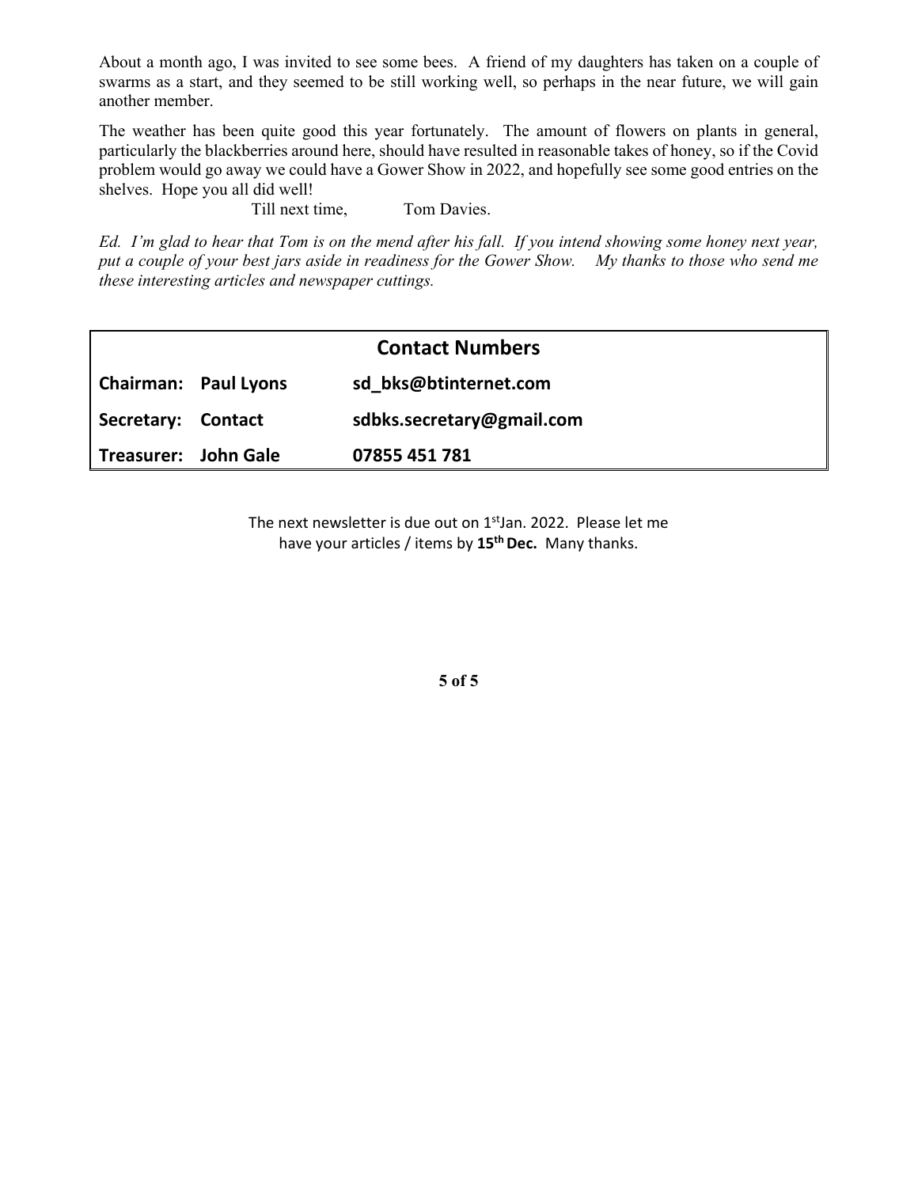About a month ago, I was invited to see some bees. A friend of my daughters has taken on a couple of swarms as a start, and they seemed to be still working well, so perhaps in the near future, we will gain another member.

The weather has been quite good this year fortunately. The amount of flowers on plants in general, particularly the blackberries around here, should have resulted in reasonable takes of honey, so if the Covid problem would go away we could have a Gower Show in 2022, and hopefully see some good entries on the shelves. Hope you all did well!

Till next time, Tom Davies.

*Ed. I'm glad to hear that Tom is on the mend after his fall. If you intend showing some honey next year, put a couple of your best jars aside in readiness for the Gower Show. My thanks to those who send me these interesting articles and newspaper cuttings.*

| **Contact Numbers** | | |
|---|---|---|
| **Chairman:** | **Paul Lyons** | **sd_bks@btinternet.com** |
| **Secretary:** | **Contact** | **sdbks.secretary@gmail.com** |
| **Treasurer:** | **John Gale** | **07855 451 781** |

The next newsletter is due out on 1st Jan. 2022. Please let me have your articles / items by **15th Dec.** Many thanks.